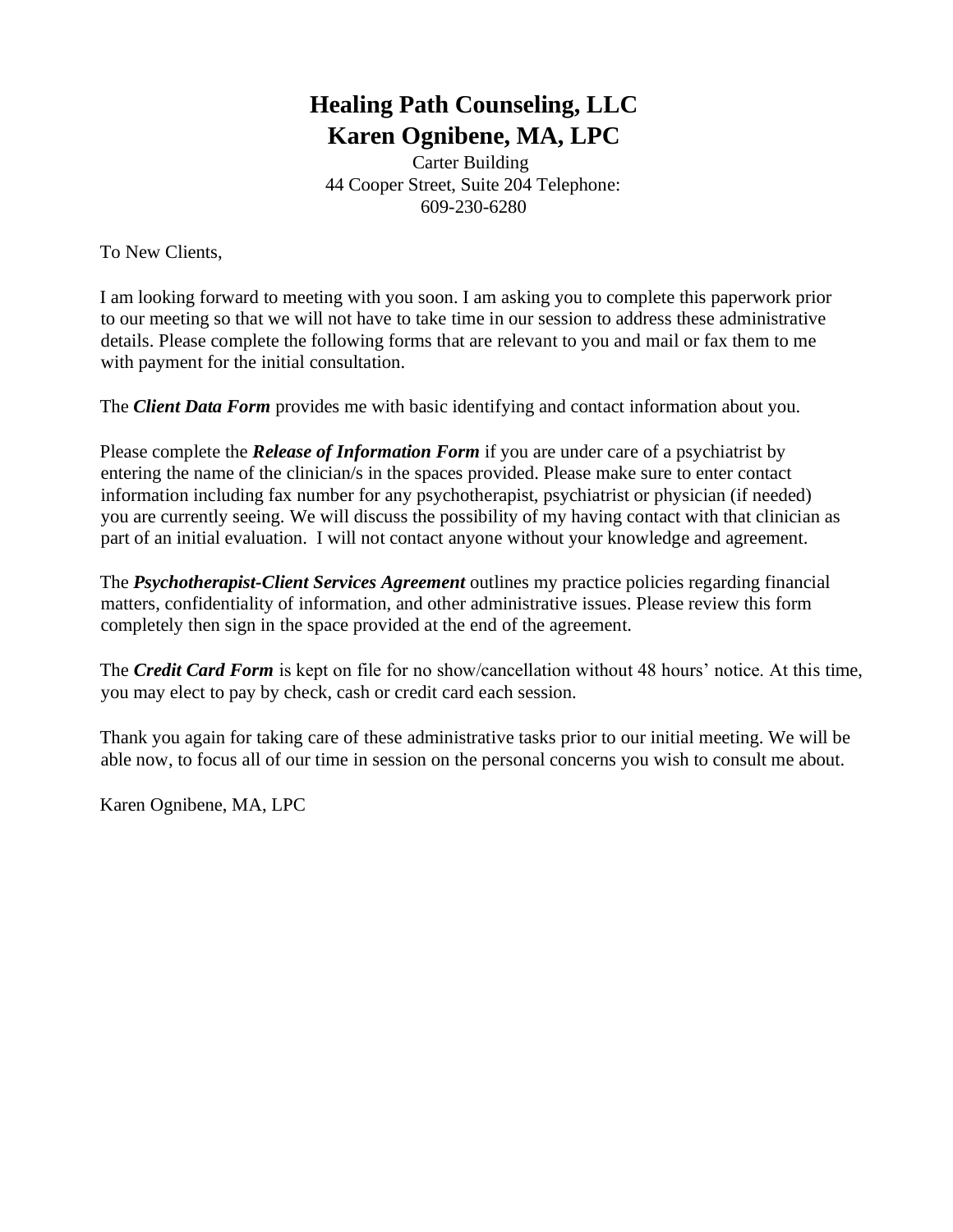# Healing Path Counseling, LLC
# Karen Ognibene, MA, LPC

Carter Building
44 Cooper Street, Suite 204 Telephone:
609-230-6280

To New Clients,

I am looking forward to meeting with you soon. I am asking you to complete this paperwork prior to our meeting so that we will not have to take time in our session to address these administrative details. Please complete the following forms that are relevant to you and mail or fax them to me with payment for the initial consultation.

The ***Client Data Form*** provides me with basic identifying and contact information about you.

Please complete the ***Release of Information Form*** if you are under care of a psychiatrist by entering the name of the clinician/s in the spaces provided. Please make sure to enter contact information including fax number for any psychotherapist, psychiatrist or physician (if needed) you are currently seeing. We will discuss the possibility of my having contact with that clinician as part of an initial evaluation. I will not contact anyone without your knowledge and agreement.

The ***Psychotherapist-Client Services Agreement*** outlines my practice policies regarding financial matters, confidentiality of information, and other administrative issues. Please review this form completely then sign in the space provided at the end of the agreement.

The ***Credit Card Form*** is kept on file for no show/cancellation without 48 hours' notice. At this time, you may elect to pay by check, cash or credit card each session.

Thank you again for taking care of these administrative tasks prior to our initial meeting. We will be able now, to focus all of our time in session on the personal concerns you wish to consult me about.

Karen Ognibene, MA, LPC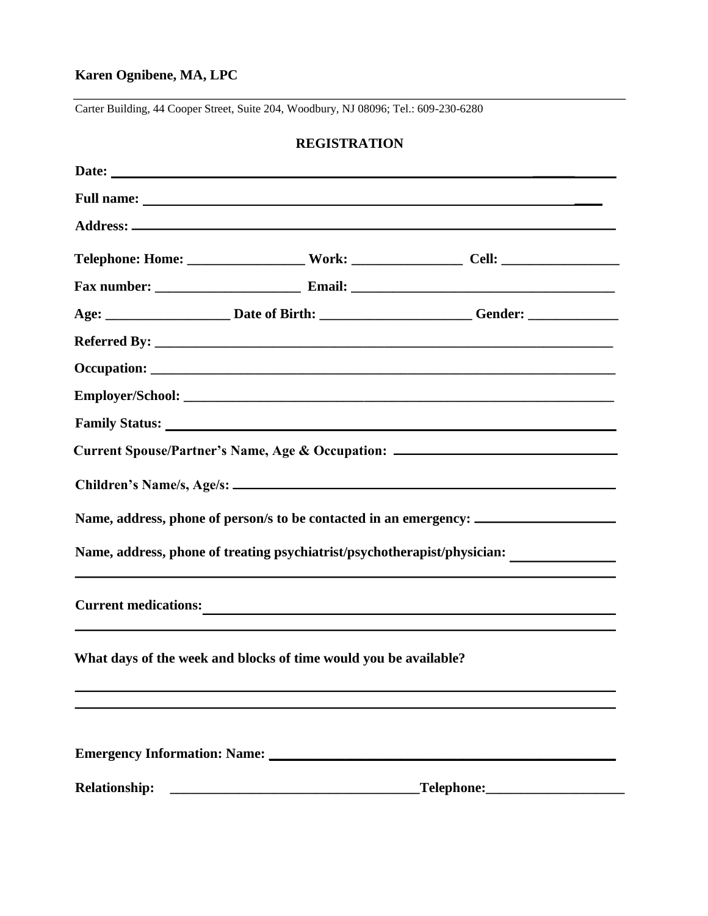**Karen Ognibene, MA, LPC**

Carter Building, 44 Cooper Street, Suite 204, Woodbury, NJ 08096; Tel.: 609-230-6280

## REGISTRATION

**Date:** ______________________________

**Full name:** ______________________________

**Address:** ______________________________

**Telephone: Home:** _________________ **Work:** ________________ **Cell:** _________________

**Fax number:** _____________________ **Email:** ______________________________________

**Age:** __________________ **Date of Birth:** ______________________ **Gender:** _____________

**Referred By:** ______________________________________________________________

**Occupation:** ______________________________________________________________

**Employer/School:** __________________________________________________________

**Family Status:** ______________________________

**Current Spouse/Partner's Name, Age & Occupation:** ______________________________

**Children's Name/s, Age/s:** ______________________________

**Name, address, phone of person/s to be contacted in an emergency:** ______________________________

**Name, address, phone of treating psychiatrist/psychotherapist/physician:** ______________________________

**Current medications:** ______________________________

**What days of the week and blocks of time would you be available?**

**Emergency Information: Name:** ______________________________

**Relationship:** ___________________________________ **Telephone:** ____________________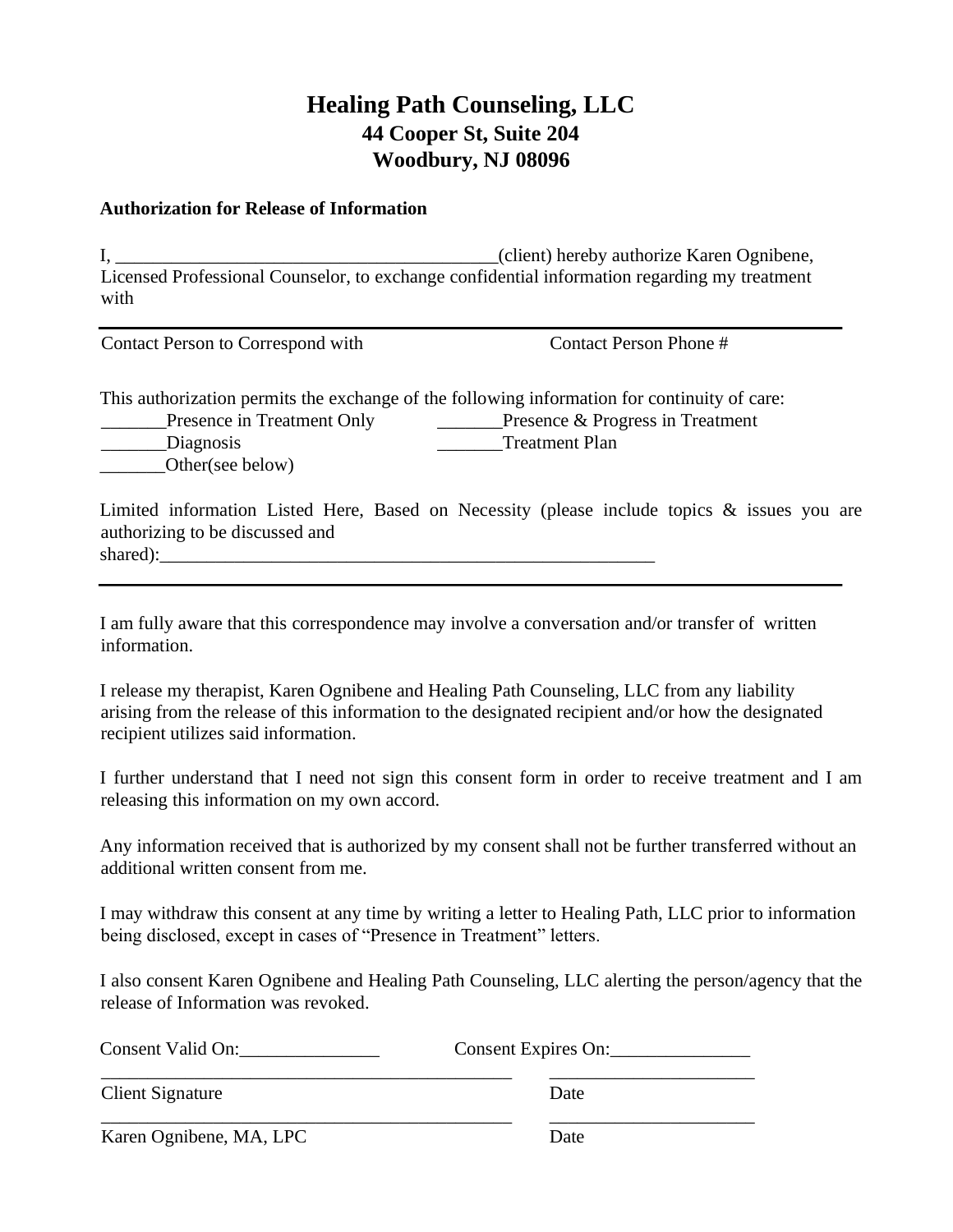# Healing Path Counseling, LLC
## 44 Cooper St, Suite 204
## Woodbury, NJ 08096

**Authorization for Release of Information**

I, _________________________________________(client) hereby authorize Karen Ognibene, Licensed Professional Counselor, to exchange confidential information regarding my treatment with

Contact Person to Correspond with          Contact Person Phone #

This authorization permits the exchange of the following information for continuity of care:

_______Presence in Treatment Only          _______Presence & Progress in Treatment
_______Diagnosis          _______Treatment Plan
_______Other(see below)

Limited information Listed Here, Based on Necessity (please include topics & issues you are authorizing to be discussed and shared):_______________________________________________________

I am fully aware that this correspondence may involve a conversation and/or transfer of written information.

I release my therapist, Karen Ognibene and Healing Path Counseling, LLC from any liability arising from the release of this information to the designated recipient and/or how the designated recipient utilizes said information.

I further understand that I need not sign this consent form in order to receive treatment and I am releasing this information on my own accord.

Any information received that is authorized by my consent shall not be further transferred without an additional written consent from me.

I may withdraw this consent at any time by writing a letter to Healing Path, LLC prior to information being disclosed, except in cases of "Presence in Treatment" letters.

I also consent Karen Ognibene and Healing Path Counseling, LLC alerting the person/agency that the release of Information was revoked.

Consent Valid On:_______________          Consent Expires On:_______________

_____________________________________________          ______________________
Client Signature          Date

_____________________________________________          ______________________
Karen Ognibene, MA, LPC          Date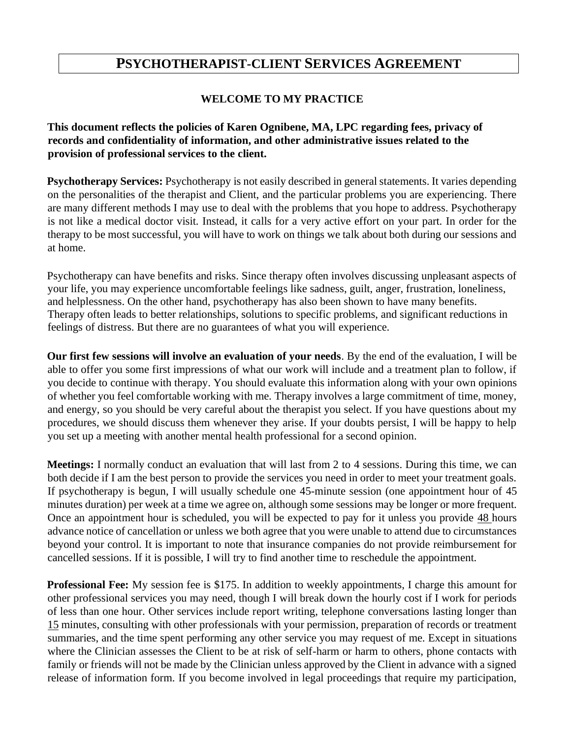# PSYCHOTHERAPIST-CLIENT SERVICES AGREEMENT

## WELCOME TO MY PRACTICE

**This document reflects the policies of Karen Ognibene, MA, LPC regarding fees, privacy of records and confidentiality of information, and other administrative issues related to the provision of professional services to the client.**

**Psychotherapy Services:** Psychotherapy is not easily described in general statements. It varies depending on the personalities of the therapist and Client, and the particular problems you are experiencing. There are many different methods I may use to deal with the problems that you hope to address. Psychotherapy is not like a medical doctor visit. Instead, it calls for a very active effort on your part. In order for the therapy to be most successful, you will have to work on things we talk about both during our sessions and at home.

Psychotherapy can have benefits and risks. Since therapy often involves discussing unpleasant aspects of your life, you may experience uncomfortable feelings like sadness, guilt, anger, frustration, loneliness, and helplessness. On the other hand, psychotherapy has also been shown to have many benefits. Therapy often leads to better relationships, solutions to specific problems, and significant reductions in feelings of distress. But there are no guarantees of what you will experience.

**Our first few sessions will involve an evaluation of your needs**. By the end of the evaluation, I will be able to offer you some first impressions of what our work will include and a treatment plan to follow, if you decide to continue with therapy. You should evaluate this information along with your own opinions of whether you feel comfortable working with me. Therapy involves a large commitment of time, money, and energy, so you should be very careful about the therapist you select. If you have questions about my procedures, we should discuss them whenever they arise. If your doubts persist, I will be happy to help you set up a meeting with another mental health professional for a second opinion.

**Meetings:** I normally conduct an evaluation that will last from 2 to 4 sessions. During this time, we can both decide if I am the best person to provide the services you need in order to meet your treatment goals. If psychotherapy is begun, I will usually schedule one 45-minute session (one appointment hour of 45 minutes duration) per week at a time we agree on, although some sessions may be longer or more frequent. Once an appointment hour is scheduled, you will be expected to pay for it unless you provide 48 hours advance notice of cancellation or unless we both agree that you were unable to attend due to circumstances beyond your control. It is important to note that insurance companies do not provide reimbursement for cancelled sessions. If it is possible, I will try to find another time to reschedule the appointment.

**Professional Fee:** My session fee is $175. In addition to weekly appointments, I charge this amount for other professional services you may need, though I will break down the hourly cost if I work for periods of less than one hour. Other services include report writing, telephone conversations lasting longer than 15 minutes, consulting with other professionals with your permission, preparation of records or treatment summaries, and the time spent performing any other service you may request of me. Except in situations where the Clinician assesses the Client to be at risk of self-harm or harm to others, phone contacts with family or friends will not be made by the Clinician unless approved by the Client in advance with a signed release of information form. If you become involved in legal proceedings that require my participation,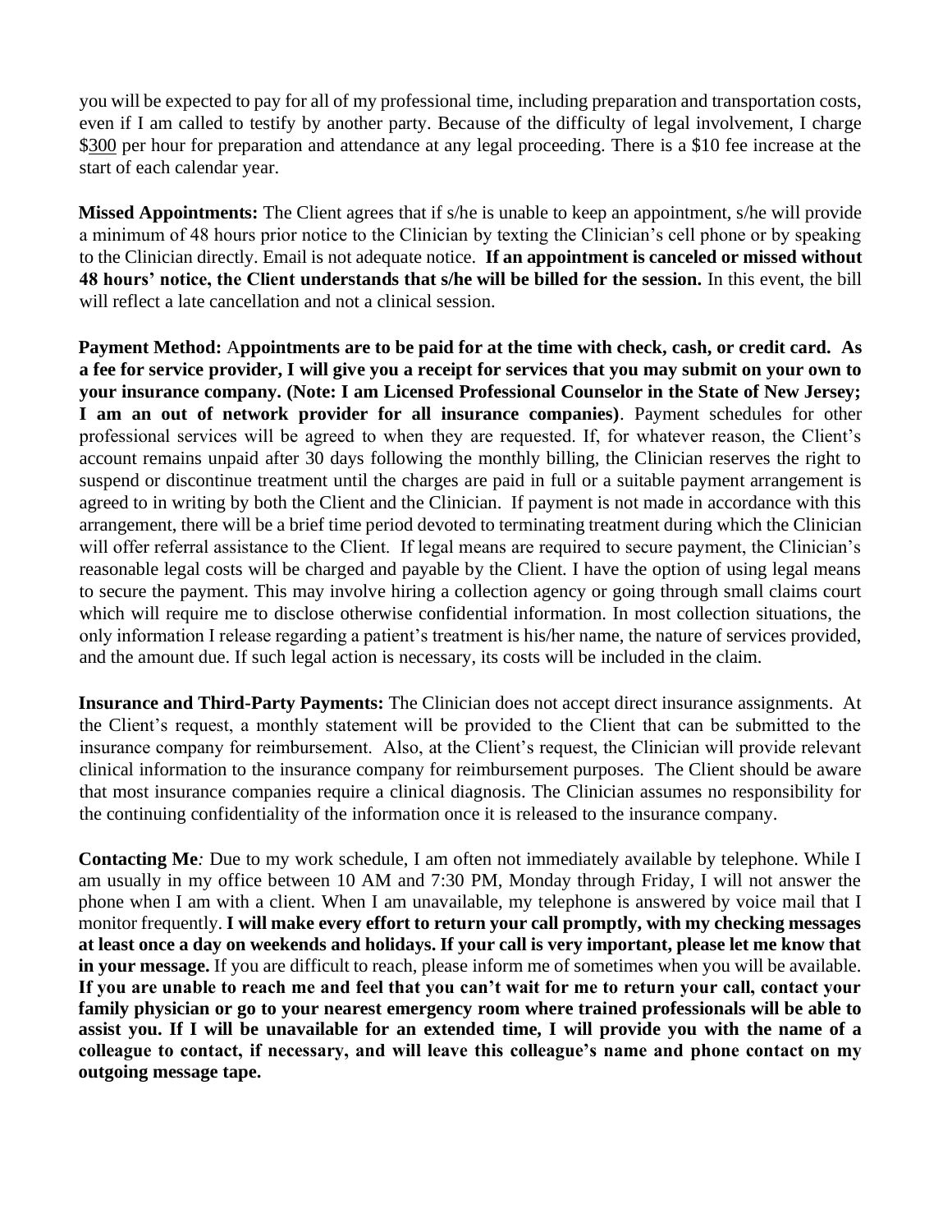you will be expected to pay for all of my professional time, including preparation and transportation costs, even if I am called to testify by another party. Because of the difficulty of legal involvement, I charge $300 per hour for preparation and attendance at any legal proceeding. There is a $10 fee increase at the start of each calendar year.

**Missed Appointments:** The Client agrees that if s/he is unable to keep an appointment, s/he will provide a minimum of 48 hours prior notice to the Clinician by texting the Clinician's cell phone or by speaking to the Clinician directly. Email is not adequate notice. **If an appointment is canceled or missed without 48 hours' notice, the Client understands that s/he will be billed for the session.** In this event, the bill will reflect a late cancellation and not a clinical session.

**Payment Method:** A**ppointments are to be paid for at the time with check, cash, or credit card. As a fee for service provider, I will give you a receipt for services that you may submit on your own to your insurance company. (Note: I am Licensed Professional Counselor in the State of New Jersey; I am an out of network provider for all insurance companies)**. Payment schedules for other professional services will be agreed to when they are requested. If, for whatever reason, the Client's account remains unpaid after 30 days following the monthly billing, the Clinician reserves the right to suspend or discontinue treatment until the charges are paid in full or a suitable payment arrangement is agreed to in writing by both the Client and the Clinician. If payment is not made in accordance with this arrangement, there will be a brief time period devoted to terminating treatment during which the Clinician will offer referral assistance to the Client. If legal means are required to secure payment, the Clinician's reasonable legal costs will be charged and payable by the Client. I have the option of using legal means to secure the payment. This may involve hiring a collection agency or going through small claims court which will require me to disclose otherwise confidential information. In most collection situations, the only information I release regarding a patient's treatment is his/her name, the nature of services provided, and the amount due. If such legal action is necessary, its costs will be included in the claim.

**Insurance and Third-Party Payments:** The Clinician does not accept direct insurance assignments. At the Client's request, a monthly statement will be provided to the Client that can be submitted to the insurance company for reimbursement. Also, at the Client's request, the Clinician will provide relevant clinical information to the insurance company for reimbursement purposes. The Client should be aware that most insurance companies require a clinical diagnosis. The Clinician assumes no responsibility for the continuing confidentiality of the information once it is released to the insurance company.

**Contacting Me***:* Due to my work schedule, I am often not immediately available by telephone. While I am usually in my office between 10 AM and 7:30 PM, Monday through Friday, I will not answer the phone when I am with a client. When I am unavailable, my telephone is answered by voice mail that I monitor frequently. **I will make every effort to return your call promptly, with my checking messages at least once a day on weekends and holidays. If your call is very important, please let me know that in your message.** If you are difficult to reach, please inform me of sometimes when you will be available. **If you are unable to reach me and feel that you can't wait for me to return your call, contact your family physician or go to your nearest emergency room where trained professionals will be able to assist you. If I will be unavailable for an extended time, I will provide you with the name of a colleague to contact, if necessary, and will leave this colleague's name and phone contact on my outgoing message tape.**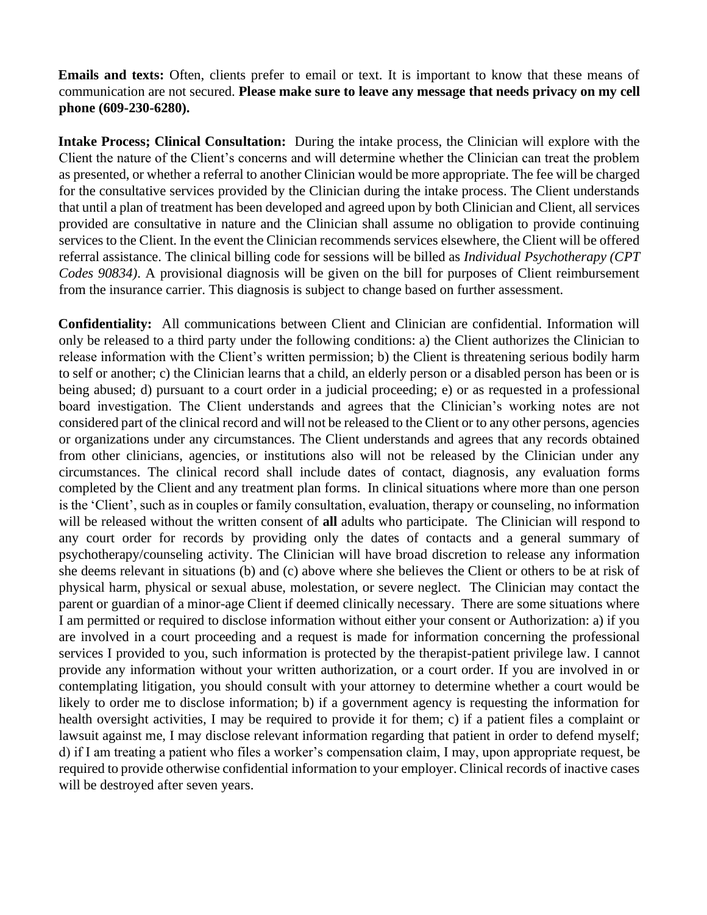**Emails and texts:** Often, clients prefer to email or text. It is important to know that these means of communication are not secured. **Please make sure to leave any message that needs privacy on my cell phone (609-230-6280).**

**Intake Process; Clinical Consultation:** During the intake process, the Clinician will explore with the Client the nature of the Client's concerns and will determine whether the Clinician can treat the problem as presented, or whether a referral to another Clinician would be more appropriate. The fee will be charged for the consultative services provided by the Clinician during the intake process. The Client understands that until a plan of treatment has been developed and agreed upon by both Clinician and Client, all services provided are consultative in nature and the Clinician shall assume no obligation to provide continuing services to the Client. In the event the Clinician recommends services elsewhere, the Client will be offered referral assistance. The clinical billing code for sessions will be billed as *Individual Psychotherapy (CPT Codes 90834)*. A provisional diagnosis will be given on the bill for purposes of Client reimbursement from the insurance carrier. This diagnosis is subject to change based on further assessment.

**Confidentiality:** All communications between Client and Clinician are confidential. Information will only be released to a third party under the following conditions: a) the Client authorizes the Clinician to release information with the Client's written permission; b) the Client is threatening serious bodily harm to self or another; c) the Clinician learns that a child, an elderly person or a disabled person has been or is being abused; d) pursuant to a court order in a judicial proceeding; e) or as requested in a professional board investigation. The Client understands and agrees that the Clinician's working notes are not considered part of the clinical record and will not be released to the Client or to any other persons, agencies or organizations under any circumstances. The Client understands and agrees that any records obtained from other clinicians, agencies, or institutions also will not be released by the Clinician under any circumstances. The clinical record shall include dates of contact, diagnosis, any evaluation forms completed by the Client and any treatment plan forms. In clinical situations where more than one person is the 'Client', such as in couples or family consultation, evaluation, therapy or counseling, no information will be released without the written consent of **all** adults who participate. The Clinician will respond to any court order for records by providing only the dates of contacts and a general summary of psychotherapy/counseling activity. The Clinician will have broad discretion to release any information she deems relevant in situations (b) and (c) above where she believes the Client or others to be at risk of physical harm, physical or sexual abuse, molestation, or severe neglect. The Clinician may contact the parent or guardian of a minor-age Client if deemed clinically necessary. There are some situations where I am permitted or required to disclose information without either your consent or Authorization: a) if you are involved in a court proceeding and a request is made for information concerning the professional services I provided to you, such information is protected by the therapist-patient privilege law. I cannot provide any information without your written authorization, or a court order. If you are involved in or contemplating litigation, you should consult with your attorney to determine whether a court would be likely to order me to disclose information; b) if a government agency is requesting the information for health oversight activities, I may be required to provide it for them; c) if a patient files a complaint or lawsuit against me, I may disclose relevant information regarding that patient in order to defend myself; d) if I am treating a patient who files a worker's compensation claim, I may, upon appropriate request, be required to provide otherwise confidential information to your employer. Clinical records of inactive cases will be destroyed after seven years.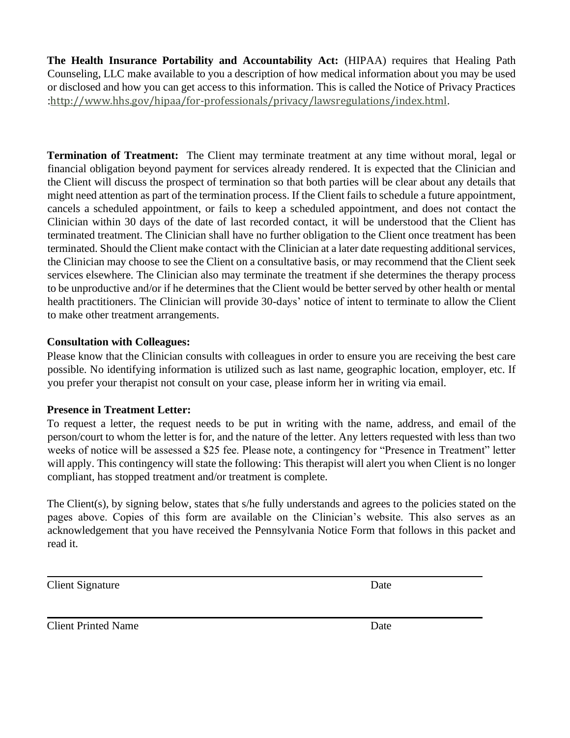**The Health Insurance Portability and Accountability Act:** (HIPAA) requires that Healing Path Counseling, LLC make available to you a description of how medical information about you may be used or disclosed and how you can get access to this information. This is called the Notice of Privacy Practices :http://www.hhs.gov/hipaa/for-professionals/privacy/lawsregulations/index.html.

**Termination of Treatment:** The Client may terminate treatment at any time without moral, legal or financial obligation beyond payment for services already rendered. It is expected that the Clinician and the Client will discuss the prospect of termination so that both parties will be clear about any details that might need attention as part of the termination process. If the Client fails to schedule a future appointment, cancels a scheduled appointment, or fails to keep a scheduled appointment, and does not contact the Clinician within 30 days of the date of last recorded contact, it will be understood that the Client has terminated treatment. The Clinician shall have no further obligation to the Client once treatment has been terminated. Should the Client make contact with the Clinician at a later date requesting additional services, the Clinician may choose to see the Client on a consultative basis, or may recommend that the Client seek services elsewhere. The Clinician also may terminate the treatment if she determines the therapy process to be unproductive and/or if he determines that the Client would be better served by other health or mental health practitioners. The Clinician will provide 30-days' notice of intent to terminate to allow the Client to make other treatment arrangements.

**Consultation with Colleagues:**

Please know that the Clinician consults with colleagues in order to ensure you are receiving the best care possible. No identifying information is utilized such as last name, geographic location, employer, etc. If you prefer your therapist not consult on your case, please inform her in writing via email.

**Presence in Treatment Letter:**

To request a letter, the request needs to be put in writing with the name, address, and email of the person/court to whom the letter is for, and the nature of the letter. Any letters requested with less than two weeks of notice will be assessed a $25 fee. Please note, a contingency for "Presence in Treatment" letter will apply. This contingency will state the following: This therapist will alert you when Client is no longer compliant, has stopped treatment and/or treatment is complete.

The Client(s), by signing below, states that s/he fully understands and agrees to the policies stated on the pages above. Copies of this form are available on the Clinician's website. This also serves as an acknowledgement that you have received the Pennsylvania Notice Form that follows in this packet and read it.

\_\_\_\_\_\_\_\_\_\_\_\_\_\_\_\_\_\_\_\_\_\_\_\_\_\_\_\_\_\_\_\_\_\_\_\_\_\_\_\_\_\_\_\_\_\_\_\_\_\_\_\_\_\_\_\_\_\_\_\_

Client Signature Date

\_\_\_\_\_\_\_\_\_\_\_\_\_\_\_\_\_\_\_\_\_\_\_\_\_\_\_\_\_\_\_\_\_\_\_\_\_\_\_\_\_\_\_\_\_\_\_\_\_\_\_\_\_\_\_\_\_\_\_\_

Client Printed Name Date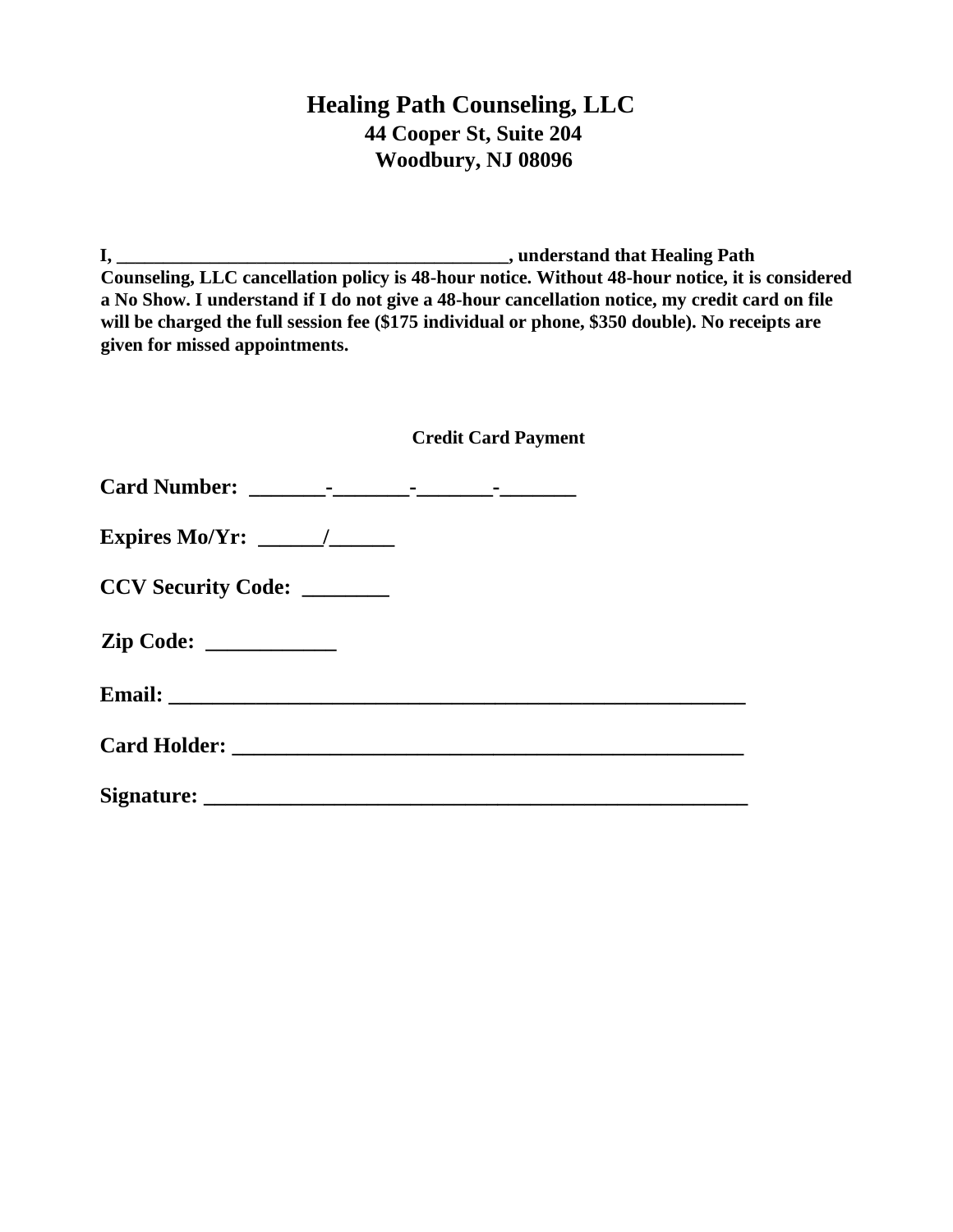# Healing Path Counseling, LLC

**44 Cooper St, Suite 204**
**Woodbury, NJ 08096**

**I, __________________________________________, understand that Healing Path Counseling, LLC cancellation policy is 48-hour notice. Without 48-hour notice, it is considered a No Show. I understand if I do not give a 48-hour cancellation notice, my credit card on file will be charged the full session fee ($175 individual or phone, $350 double). No receipts are given for missed appointments.**

**Credit Card Payment**

**Card Number:** _______-_______-_______-_______

**Expires Mo/Yr:** ______/______

**CCV Security Code:** ________

**Zip Code:** ____________

**Email:** _______________________________________________________

**Card Holder:** _________________________________________________

**Signature:** ____________________________________________________